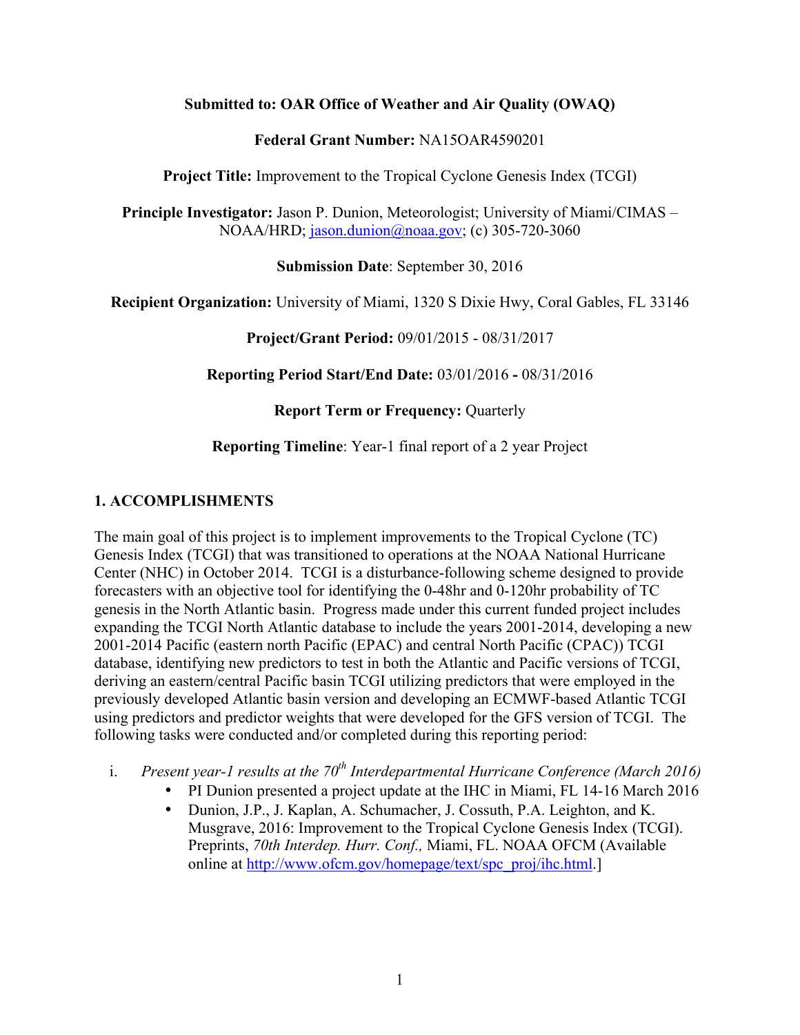**Submitted to: OAR Office of Weather and Air Quality (OWAQ)**

**Federal Grant Number:** NA15OAR4590201

**Project Title:** Improvement to the Tropical Cyclone Genesis Index (TCGI)

**Principle Investigator:** Jason P. Dunion, Meteorologist; University of Miami/CIMAS – NOAA/HRD; jason.dunion@noaa.gov; (c) 305-720-3060

**Submission Date**: September 30, 2016

**Recipient Organization:** University of Miami, 1320 S Dixie Hwy, Coral Gables, FL 33146

**Project/Grant Period:** 09/01/2015 - 08/31/2017

**Reporting Period Start/End Date:** 03/01/2016 **-** 08/31/2016

**Report Term or Frequency:** Quarterly

**Reporting Timeline**: Year-1 final report of a 2 year Project

## 1. ACCOMPLISHMENTS

The main goal of this project is to implement improvements to the Tropical Cyclone (TC) Genesis Index (TCGI) that was transitioned to operations at the NOAA National Hurricane Center (NHC) in October 2014. TCGI is a disturbance-following scheme designed to provide forecasters with an objective tool for identifying the 0-48hr and 0-120hr probability of TC genesis in the North Atlantic basin. Progress made under this current funded project includes expanding the TCGI North Atlantic database to include the years 2001-2014, developing a new 2001-2014 Pacific (eastern north Pacific (EPAC) and central North Pacific (CPAC)) TCGI database, identifying new predictors to test in both the Atlantic and Pacific versions of TCGI, deriving an eastern/central Pacific basin TCGI utilizing predictors that were employed in the previously developed Atlantic basin version and developing an ECMWF-based Atlantic TCGI using predictors and predictor weights that were developed for the GFS version of TCGI. The following tasks were conducted and/or completed during this reporting period:

i. *Present year-1 results at the 70th Interdepartmental Hurricane Conference (March 2016)*
   - PI Dunion presented a project update at the IHC in Miami, FL 14-16 March 2016
   - Dunion, J.P., J. Kaplan, A. Schumacher, J. Cossuth, P.A. Leighton, and K. Musgrave, 2016: Improvement to the Tropical Cyclone Genesis Index (TCGI). Preprints, *70th Interdep. Hurr. Conf.,* Miami, FL. NOAA OFCM (Available online at http://www.ofcm.gov/homepage/text/spc_proj/ihc.html.]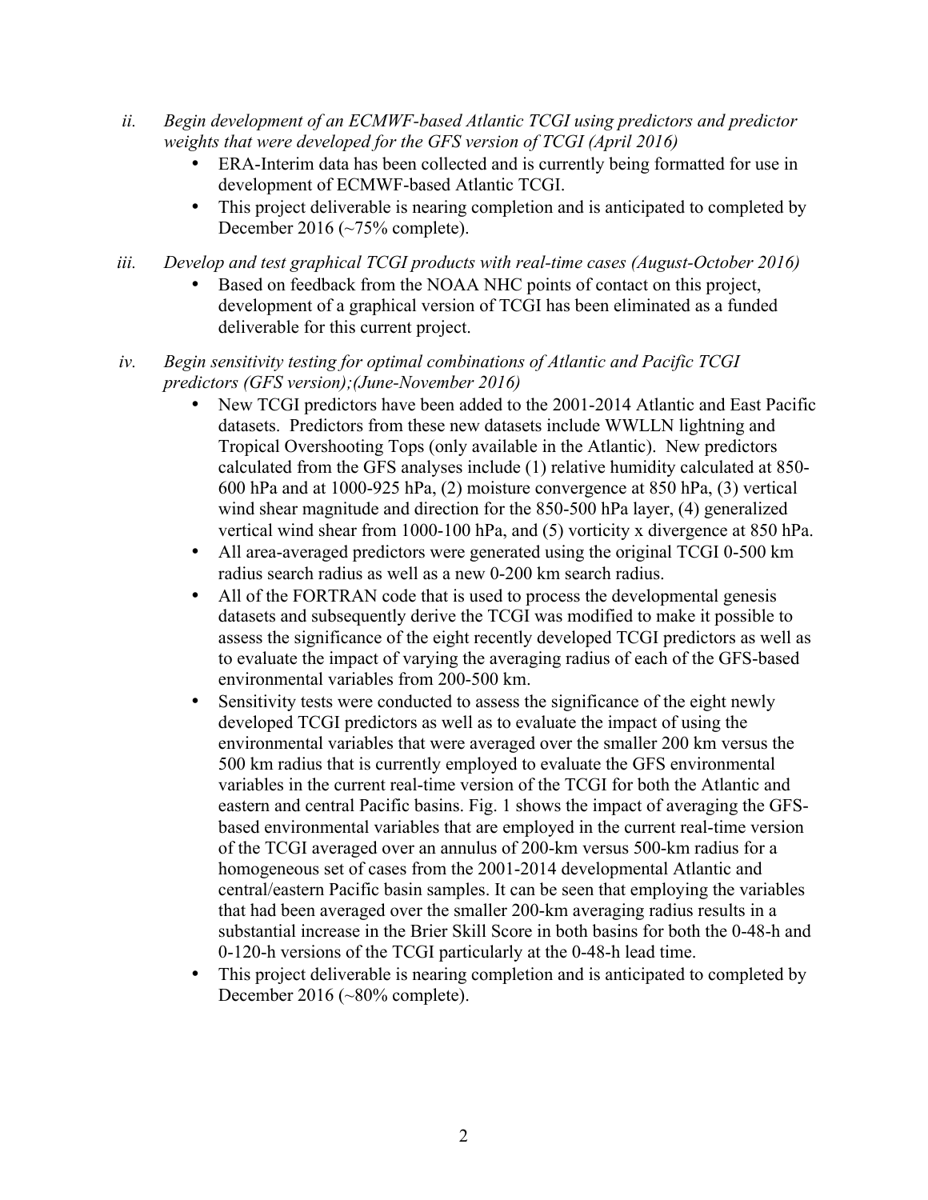ii. *Begin development of an ECMWF-based Atlantic TCGI using predictors and predictor weights that were developed for the GFS version of TCGI (April 2016)*
   - ERA-Interim data has been collected and is currently being formatted for use in development of ECMWF-based Atlantic TCGI.
   - This project deliverable is nearing completion and is anticipated to completed by December 2016 (~75% complete).

iii. *Develop and test graphical TCGI products with real-time cases (August-October 2016)*
   - Based on feedback from the NOAA NHC points of contact on this project, development of a graphical version of TCGI has been eliminated as a funded deliverable for this current project.

iv. *Begin sensitivity testing for optimal combinations of Atlantic and Pacific TCGI predictors (GFS version);(June-November 2016)*
   - New TCGI predictors have been added to the 2001-2014 Atlantic and East Pacific datasets. Predictors from these new datasets include WWLLN lightning and Tropical Overshooting Tops (only available in the Atlantic). New predictors calculated from the GFS analyses include (1) relative humidity calculated at 850-600 hPa and at 1000-925 hPa, (2) moisture convergence at 850 hPa, (3) vertical wind shear magnitude and direction for the 850-500 hPa layer, (4) generalized vertical wind shear from 1000-100 hPa, and (5) vorticity x divergence at 850 hPa.
   - All area-averaged predictors were generated using the original TCGI 0-500 km radius search radius as well as a new 0-200 km search radius.
   - All of the FORTRAN code that is used to process the developmental genesis datasets and subsequently derive the TCGI was modified to make it possible to assess the significance of the eight recently developed TCGI predictors as well as to evaluate the impact of varying the averaging radius of each of the GFS-based environmental variables from 200-500 km.
   - Sensitivity tests were conducted to assess the significance of the eight newly developed TCGI predictors as well as to evaluate the impact of using the environmental variables that were averaged over the smaller 200 km versus the 500 km radius that is currently employed to evaluate the GFS environmental variables in the current real-time version of the TCGI for both the Atlantic and eastern and central Pacific basins. Fig. 1 shows the impact of averaging the GFS-based environmental variables that are employed in the current real-time version of the TCGI averaged over an annulus of 200-km versus 500-km radius for a homogeneous set of cases from the 2001-2014 developmental Atlantic and central/eastern Pacific basin samples. It can be seen that employing the variables that had been averaged over the smaller 200-km averaging radius results in a substantial increase in the Brier Skill Score in both basins for both the 0-48-h and 0-120-h versions of the TCGI particularly at the 0-48-h lead time.
   - This project deliverable is nearing completion and is anticipated to completed by December 2016 (~80% complete).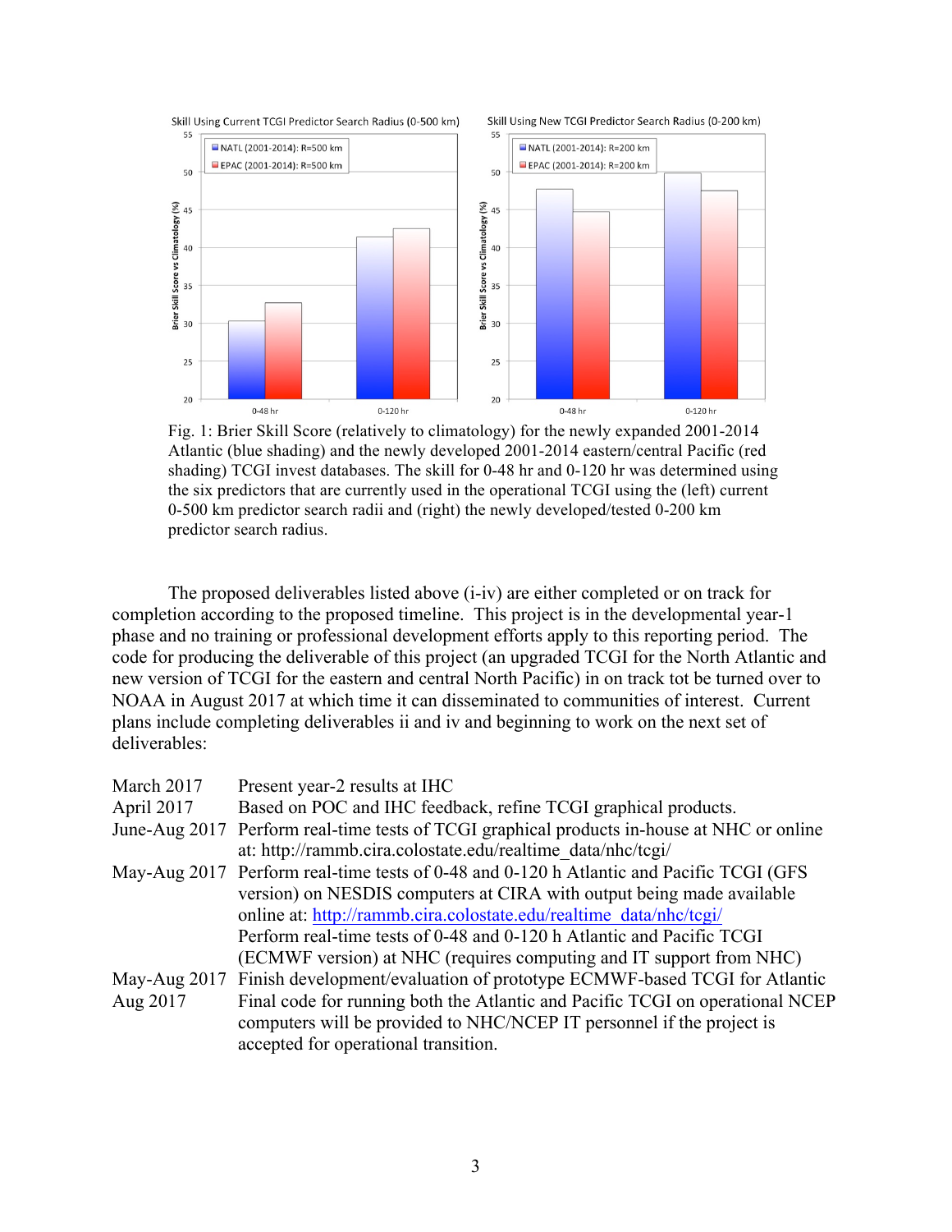Fig. 1: Brier Skill Score (relatively to climatology) for the newly expanded 2001-2014 Atlantic (blue shading) and the newly developed 2001-2014 eastern/central Pacific (red shading) TCGI invest databases. The skill for 0-48 hr and 0-120 hr was determined using the six predictors that are currently used in the operational TCGI using the (left) current 0-500 km predictor search radii and (right) the newly developed/tested 0-200 km predictor search radius.

The proposed deliverables listed above (i-iv) are either completed or on track for completion according to the proposed timeline. This project is in the developmental year-1 phase and no training or professional development efforts apply to this reporting period. The code for producing the deliverable of this project (an upgraded TCGI for the North Atlantic and new version of TCGI for the eastern and central North Pacific) in on track tot be turned over to NOAA in August 2017 at which time it can disseminated to communities of interest. Current plans include completing deliverables ii and iv and beginning to work on the next set of deliverables:

| | |
|---|---|
| March 2017 | Present year-2 results at IHC |
| April 2017 | Based on POC and IHC feedback, refine TCGI graphical products. |
| June-Aug 2017 | Perform real-time tests of TCGI graphical products in-house at NHC or online at: http://rammb.cira.colostate.edu/realtime_data/nhc/tcgi/ |
| May-Aug 2017 | Perform real-time tests of 0-48 and 0-120 h Atlantic and Pacific TCGI (GFS version) on NESDIS computers at CIRA with output being made available online at: http://rammb.cira.colostate.edu/realtime_data/nhc/tcgi/ Perform real-time tests of 0-48 and 0-120 h Atlantic and Pacific TCGI (ECMWF version) at NHC (requires computing and IT support from NHC) |
| May-Aug 2017 | Finish development/evaluation of prototype ECMWF-based TCGI for Atlantic |
| Aug 2017 | Final code for running both the Atlantic and Pacific TCGI on operational NCEP computers will be provided to NHC/NCEP IT personnel if the project is accepted for operational transition. |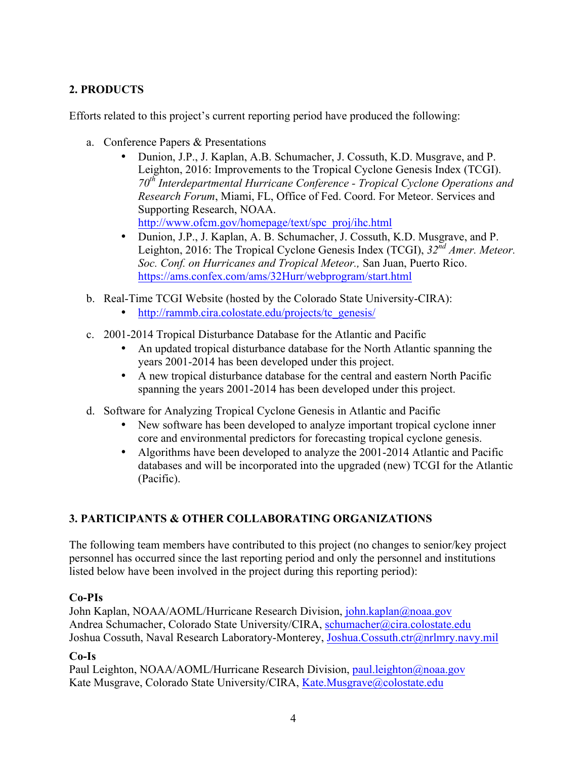## 2. PRODUCTS

Efforts related to this project's current reporting period have produced the following:

a. Conference Papers & Presentations
   - Dunion, J.P., J. Kaplan, A.B. Schumacher, J. Cossuth, K.D. Musgrave, and P. Leighton, 2016: Improvements to the Tropical Cyclone Genesis Index (TCGI). *70th Interdepartmental Hurricane Conference - Tropical Cyclone Operations and Research Forum*, Miami, FL, Office of Fed. Coord. For Meteor. Services and Supporting Research, NOAA. http://www.ofcm.gov/homepage/text/spc_proj/ihc.html
   - Dunion, J.P., J. Kaplan, A. B. Schumacher, J. Cossuth, K.D. Musgrave, and P. Leighton, 2016: The Tropical Cyclone Genesis Index (TCGI), *32nd Amer. Meteor. Soc. Conf. on Hurricanes and Tropical Meteor.,* San Juan, Puerto Rico. https://ams.confex.com/ams/32Hurr/webprogram/start.html

b. Real-Time TCGI Website (hosted by the Colorado State University-CIRA):
   - http://rammb.cira.colostate.edu/projects/tc_genesis/

c. 2001-2014 Tropical Disturbance Database for the Atlantic and Pacific
   - An updated tropical disturbance database for the North Atlantic spanning the years 2001-2014 has been developed under this project.
   - A new tropical disturbance database for the central and eastern North Pacific spanning the years 2001-2014 has been developed under this project.

d. Software for Analyzing Tropical Cyclone Genesis in Atlantic and Pacific
   - New software has been developed to analyze important tropical cyclone inner core and environmental predictors for forecasting tropical cyclone genesis.
   - Algorithms have been developed to analyze the 2001-2014 Atlantic and Pacific databases and will be incorporated into the upgraded (new) TCGI for the Atlantic (Pacific).

## 3. PARTICIPANTS & OTHER COLLABORATING ORGANIZATIONS

The following team members have contributed to this project (no changes to senior/key project personnel has occurred since the last reporting period and only the personnel and institutions listed below have been involved in the project during this reporting period):

**Co-PIs**
John Kaplan, NOAA/AOML/Hurricane Research Division, john.kaplan@noaa.gov
Andrea Schumacher, Colorado State University/CIRA, schumacher@cira.colostate.edu
Joshua Cossuth, Naval Research Laboratory-Monterey, Joshua.Cossuth.ctr@nrlmry.navy.mil

**Co-Is**
Paul Leighton, NOAA/AOML/Hurricane Research Division, paul.leighton@noaa.gov
Kate Musgrave, Colorado State University/CIRA, Kate.Musgrave@colostate.edu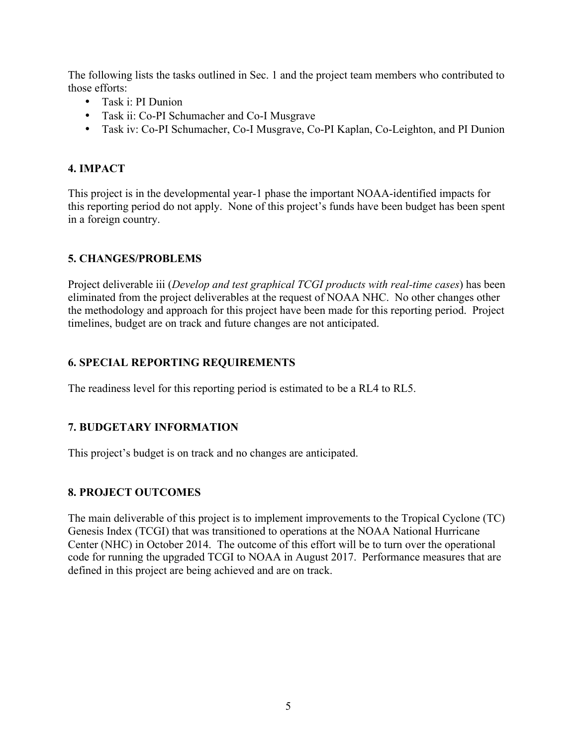The following lists the tasks outlined in Sec. 1 and the project team members who contributed to those efforts:

- Task i: PI Dunion
- Task ii: Co-PI Schumacher and Co-I Musgrave
- Task iv: Co-PI Schumacher, Co-I Musgrave, Co-PI Kaplan, Co-Leighton, and PI Dunion

## 4. IMPACT

This project is in the developmental year-1 phase the important NOAA-identified impacts for this reporting period do not apply. None of this project's funds have been budget has been spent in a foreign country.

## 5. CHANGES/PROBLEMS

Project deliverable iii (*Develop and test graphical TCGI products with real-time cases*) has been eliminated from the project deliverables at the request of NOAA NHC. No other changes other the methodology and approach for this project have been made for this reporting period. Project timelines, budget are on track and future changes are not anticipated.

## 6. SPECIAL REPORTING REQUIREMENTS

The readiness level for this reporting period is estimated to be a RL4 to RL5.

## 7. BUDGETARY INFORMATION

This project's budget is on track and no changes are anticipated.

## 8. PROJECT OUTCOMES

The main deliverable of this project is to implement improvements to the Tropical Cyclone (TC) Genesis Index (TCGI) that was transitioned to operations at the NOAA National Hurricane Center (NHC) in October 2014. The outcome of this effort will be to turn over the operational code for running the upgraded TCGI to NOAA in August 2017. Performance measures that are defined in this project are being achieved and are on track.